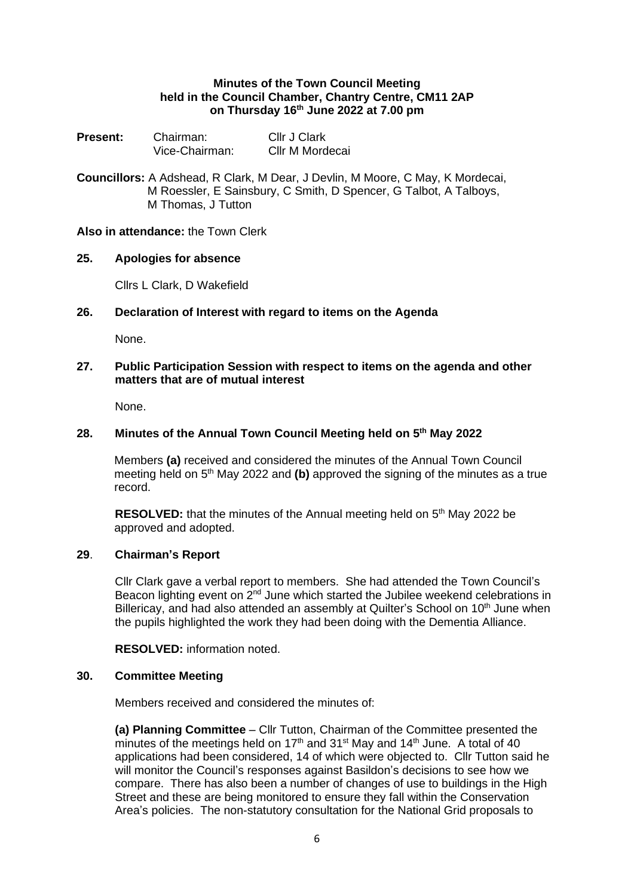**Minutes of the Town Council Meeting held in the Council Chamber, Chantry Centre, CM11 2AP on Thursday 16th June 2022 at 7.00 pm**

**Present:** Chairman: Cllr J Clark
Vice-Chairman: Cllr M Mordecai

**Councillors:** A Adshead, R Clark, M Dear, J Devlin, M Moore, C May, K Mordecai, M Roessler, E Sainsbury, C Smith, D Spencer, G Talbot, A Talboys, M Thomas, J Tutton

**Also in attendance:** the Town Clerk

**25. Apologies for absence**

Cllrs L Clark, D Wakefield

**26. Declaration of Interest with regard to items on the Agenda**

None.

**27. Public Participation Session with respect to items on the agenda and other matters that are of mutual interest**

None.

**28. Minutes of the Annual Town Council Meeting held on 5th May 2022**

Members **(a)** received and considered the minutes of the Annual Town Council meeting held on 5th May 2022 and **(b)** approved the signing of the minutes as a true record.

**RESOLVED:** that the minutes of the Annual meeting held on 5th May 2022 be approved and adopted.

**29. Chairman's Report**

Cllr Clark gave a verbal report to members. She had attended the Town Council's Beacon lighting event on 2nd June which started the Jubilee weekend celebrations in Billericay, and had also attended an assembly at Quilter's School on 10th June when the pupils highlighted the work they had been doing with the Dementia Alliance.

**RESOLVED:** information noted.

**30. Committee Meeting**

Members received and considered the minutes of:

**(a) Planning Committee** – Cllr Tutton, Chairman of the Committee presented the minutes of the meetings held on 17th and 31st May and 14th June. A total of 40 applications had been considered, 14 of which were objected to. Cllr Tutton said he will monitor the Council's responses against Basildon's decisions to see how we compare. There has also been a number of changes of use to buildings in the High Street and these are being monitored to ensure they fall within the Conservation Area's policies. The non-statutory consultation for the National Grid proposals to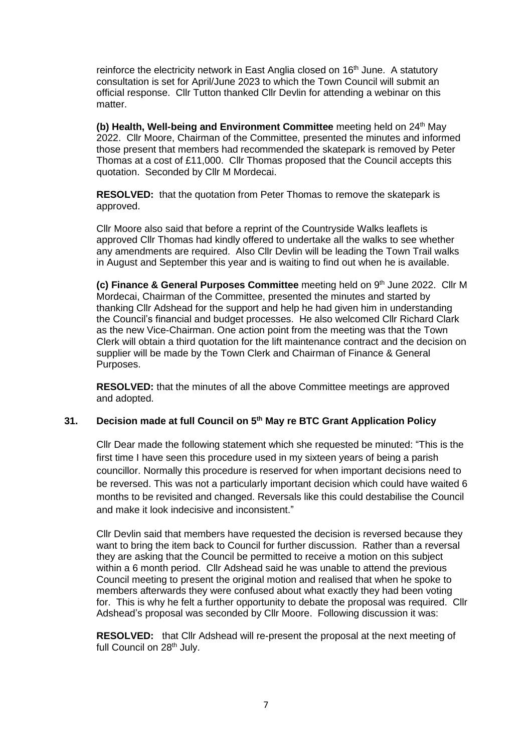reinforce the electricity network in East Anglia closed on 16th June. A statutory consultation is set for April/June 2023 to which the Town Council will submit an official response. Cllr Tutton thanked Cllr Devlin for attending a webinar on this matter.

**(b) Health, Well-being and Environment Committee** meeting held on 24th May 2022. Cllr Moore, Chairman of the Committee, presented the minutes and informed those present that members had recommended the skatepark is removed by Peter Thomas at a cost of £11,000. Cllr Thomas proposed that the Council accepts this quotation. Seconded by Cllr M Mordecai.

**RESOLVED:** that the quotation from Peter Thomas to remove the skatepark is approved.

Cllr Moore also said that before a reprint of the Countryside Walks leaflets is approved Cllr Thomas had kindly offered to undertake all the walks to see whether any amendments are required. Also Cllr Devlin will be leading the Town Trail walks in August and September this year and is waiting to find out when he is available.

**(c) Finance & General Purposes Committee** meeting held on 9th June 2022. Cllr M Mordecai, Chairman of the Committee, presented the minutes and started by thanking Cllr Adshead for the support and help he had given him in understanding the Council's financial and budget processes. He also welcomed Cllr Richard Clark as the new Vice-Chairman. One action point from the meeting was that the Town Clerk will obtain a third quotation for the lift maintenance contract and the decision on supplier will be made by the Town Clerk and Chairman of Finance & General Purposes.

**RESOLVED:** that the minutes of all the above Committee meetings are approved and adopted.

## 31. Decision made at full Council on 5th May re BTC Grant Application Policy

Cllr Dear made the following statement which she requested be minuted: "This is the first time I have seen this procedure used in my sixteen years of being a parish councillor. Normally this procedure is reserved for when important decisions need to be reversed. This was not a particularly important decision which could have waited 6 months to be revisited and changed. Reversals like this could destabilise the Council and make it look indecisive and inconsistent."

Cllr Devlin said that members have requested the decision is reversed because they want to bring the item back to Council for further discussion. Rather than a reversal they are asking that the Council be permitted to receive a motion on this subject within a 6 month period. Cllr Adshead said he was unable to attend the previous Council meeting to present the original motion and realised that when he spoke to members afterwards they were confused about what exactly they had been voting for. This is why he felt a further opportunity to debate the proposal was required. Cllr Adshead's proposal was seconded by Cllr Moore. Following discussion it was:

**RESOLVED:** that Cllr Adshead will re-present the proposal at the next meeting of full Council on 28th July.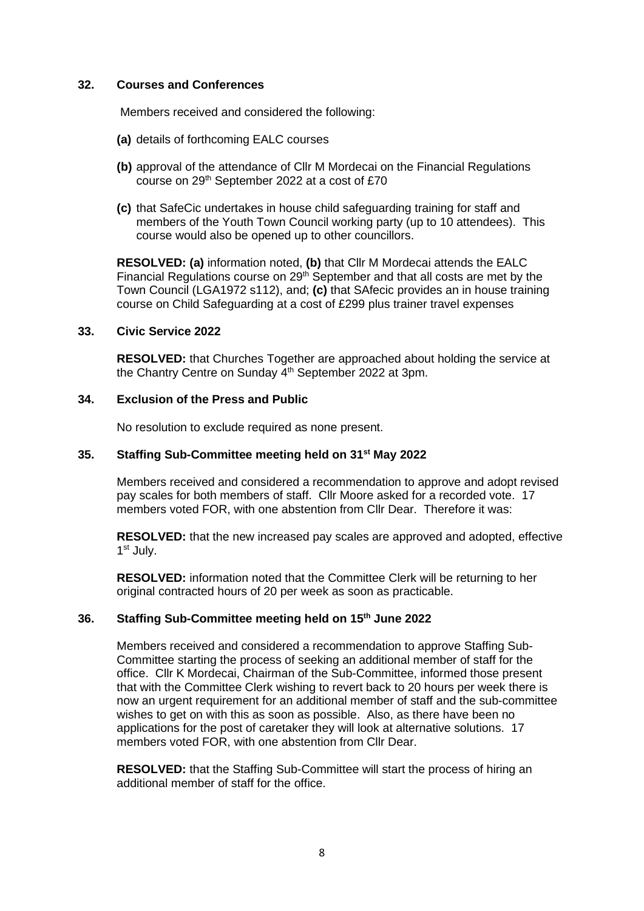## 32. Courses and Conferences

Members received and considered the following:

**(a)** details of forthcoming EALC courses

**(b)** approval of the attendance of Cllr M Mordecai on the Financial Regulations course on 29th September 2022 at a cost of £70

**(c)** that SafeCic undertakes in house child safeguarding training for staff and members of the Youth Town Council working party (up to 10 attendees). This course would also be opened up to other councillors.

**RESOLVED: (a)** information noted, **(b)** that Cllr M Mordecai attends the EALC Financial Regulations course on 29th September and that all costs are met by the Town Council (LGA1972 s112), and; **(c)** that SAfecic provides an in house training course on Child Safeguarding at a cost of £299 plus trainer travel expenses

## 33. Civic Service 2022

**RESOLVED:** that Churches Together are approached about holding the service at the Chantry Centre on Sunday 4th September 2022 at 3pm.

## 34. Exclusion of the Press and Public

No resolution to exclude required as none present.

## 35. Staffing Sub-Committee meeting held on 31st May 2022

Members received and considered a recommendation to approve and adopt revised pay scales for both members of staff. Cllr Moore asked for a recorded vote. 17 members voted FOR, with one abstention from Cllr Dear. Therefore it was:

**RESOLVED:** that the new increased pay scales are approved and adopted, effective 1st July.

**RESOLVED:** information noted that the Committee Clerk will be returning to her original contracted hours of 20 per week as soon as practicable.

## 36. Staffing Sub-Committee meeting held on 15th June 2022

Members received and considered a recommendation to approve Staffing Sub-Committee starting the process of seeking an additional member of staff for the office. Cllr K Mordecai, Chairman of the Sub-Committee, informed those present that with the Committee Clerk wishing to revert back to 20 hours per week there is now an urgent requirement for an additional member of staff and the sub-committee wishes to get on with this as soon as possible. Also, as there have been no applications for the post of caretaker they will look at alternative solutions. 17 members voted FOR, with one abstention from Cllr Dear.

**RESOLVED:** that the Staffing Sub-Committee will start the process of hiring an additional member of staff for the office.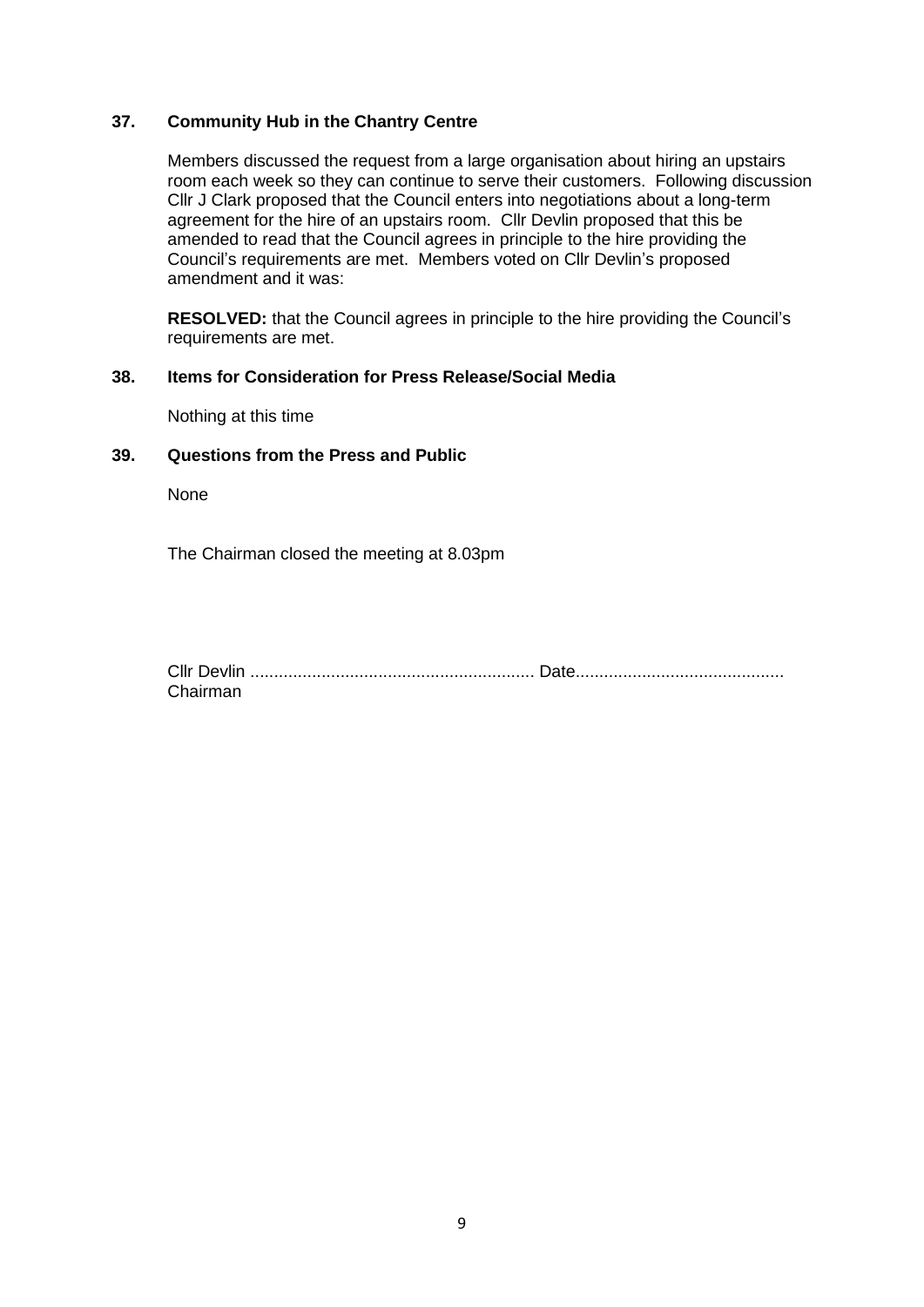## 37. Community Hub in the Chantry Centre

Members discussed the request from a large organisation about hiring an upstairs room each week so they can continue to serve their customers. Following discussion Cllr J Clark proposed that the Council enters into negotiations about a long-term agreement for the hire of an upstairs room. Cllr Devlin proposed that this be amended to read that the Council agrees in principle to the hire providing the Council's requirements are met. Members voted on Cllr Devlin's proposed amendment and it was:

**RESOLVED:** that the Council agrees in principle to the hire providing the Council's requirements are met.

## 38. Items for Consideration for Press Release/Social Media

Nothing at this time

## 39. Questions from the Press and Public

None

The Chairman closed the meeting at 8.03pm

Cllr Devlin ........................................................... Date...........................................
Chairman